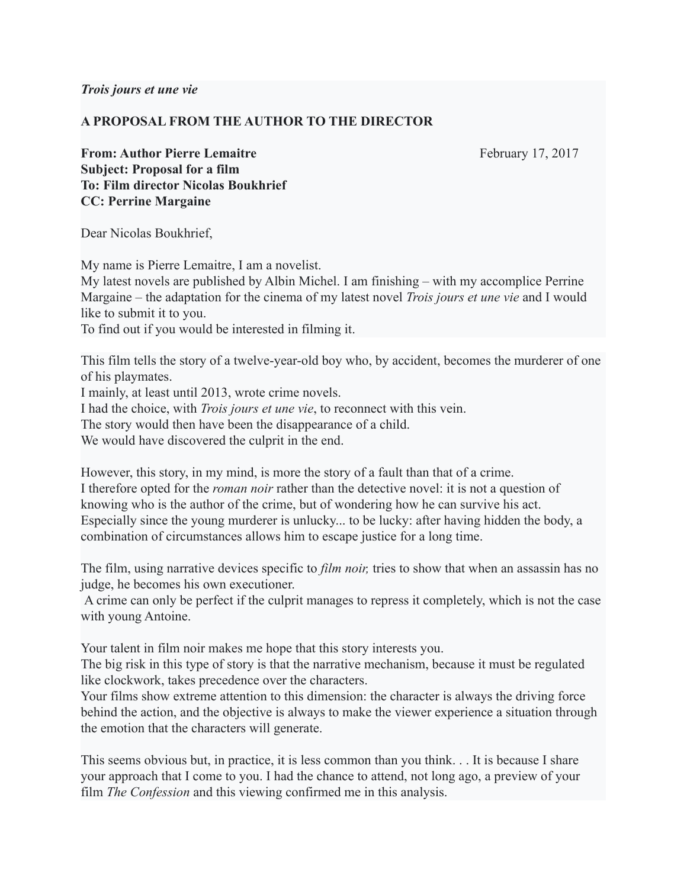***Trois jours et une vie***

**A PROPOSAL FROM THE AUTHOR TO THE DIRECTOR**

**From: Author Pierre Lemaitre** February 17, 2017
**Subject: Proposal for a film**
**To: Film director Nicolas Boukhrief**
**CC: Perrine Margaine**

Dear Nicolas Boukhrief,

My name is Pierre Lemaitre, I am a novelist.
My latest novels are published by Albin Michel. I am finishing – with my accomplice Perrine Margaine – the adaptation for the cinema of my latest novel *Trois jours et une vie* and I would like to submit it to you.
To find out if you would be interested in filming it.

This film tells the story of a twelve-year-old boy who, by accident, becomes the murderer of one of his playmates.
I mainly, at least until 2013, wrote crime novels.
I had the choice, with *Trois jours et une vie*, to reconnect with this vein.
The story would then have been the disappearance of a child.
We would have discovered the culprit in the end.

However, this story, in my mind, is more the story of a fault than that of a crime.
I therefore opted for the *roman noir* rather than the detective novel: it is not a question of knowing who is the author of the crime, but of wondering how he can survive his act.
Especially since the young murderer is unlucky... to be lucky: after having hidden the body, a combination of circumstances allows him to escape justice for a long time.

The film, using narrative devices specific to *film noir,* tries to show that when an assassin has no judge, he becomes his own executioner.
A crime can only be perfect if the culprit manages to repress it completely, which is not the case with young Antoine.

Your talent in film noir makes me hope that this story interests you.
The big risk in this type of story is that the narrative mechanism, because it must be regulated like clockwork, takes precedence over the characters.
Your films show extreme attention to this dimension: the character is always the driving force behind the action, and the objective is always to make the viewer experience a situation through the emotion that the characters will generate.

This seems obvious but, in practice, it is less common than you think. . . It is because I share your approach that I come to you. I had the chance to attend, not long ago, a preview of your film *The Confession* and this viewing confirmed me in this analysis.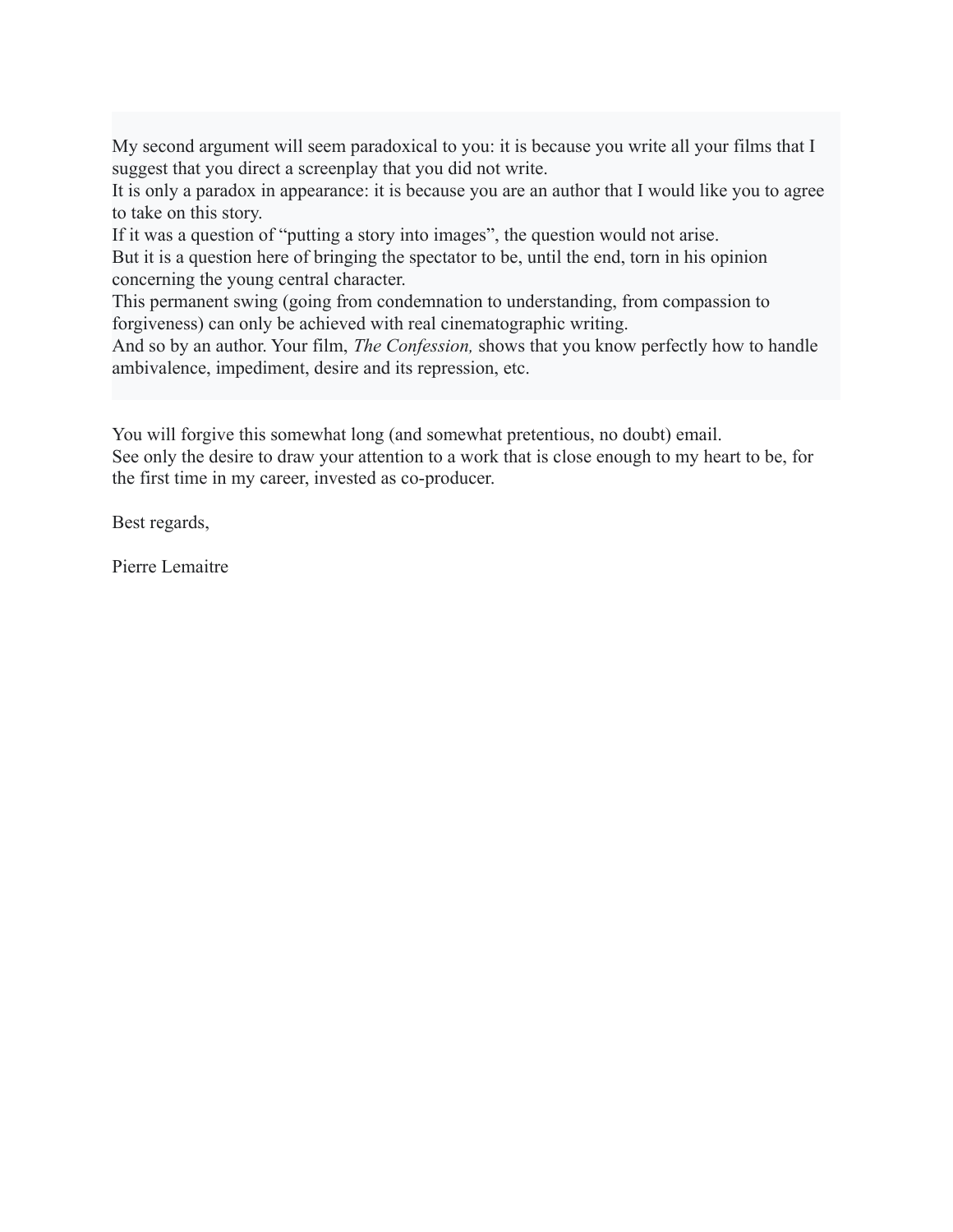My second argument will seem paradoxical to you: it is because you write all your films that I suggest that you direct a screenplay that you did not write.
It is only a paradox in appearance: it is because you are an author that I would like you to agree to take on this story.
If it was a question of "putting a story into images", the question would not arise.
But it is a question here of bringing the spectator to be, until the end, torn in his opinion concerning the young central character.
This permanent swing (going from condemnation to understanding, from compassion to forgiveness) can only be achieved with real cinematographic writing.
And so by an author. Your film, *The Confession,* shows that you know perfectly how to handle ambivalence, impediment, desire and its repression, etc.

You will forgive this somewhat long (and somewhat pretentious, no doubt) email.
See only the desire to draw your attention to a work that is close enough to my heart to be, for the first time in my career, invested as co-producer.

Best regards,

Pierre Lemaitre